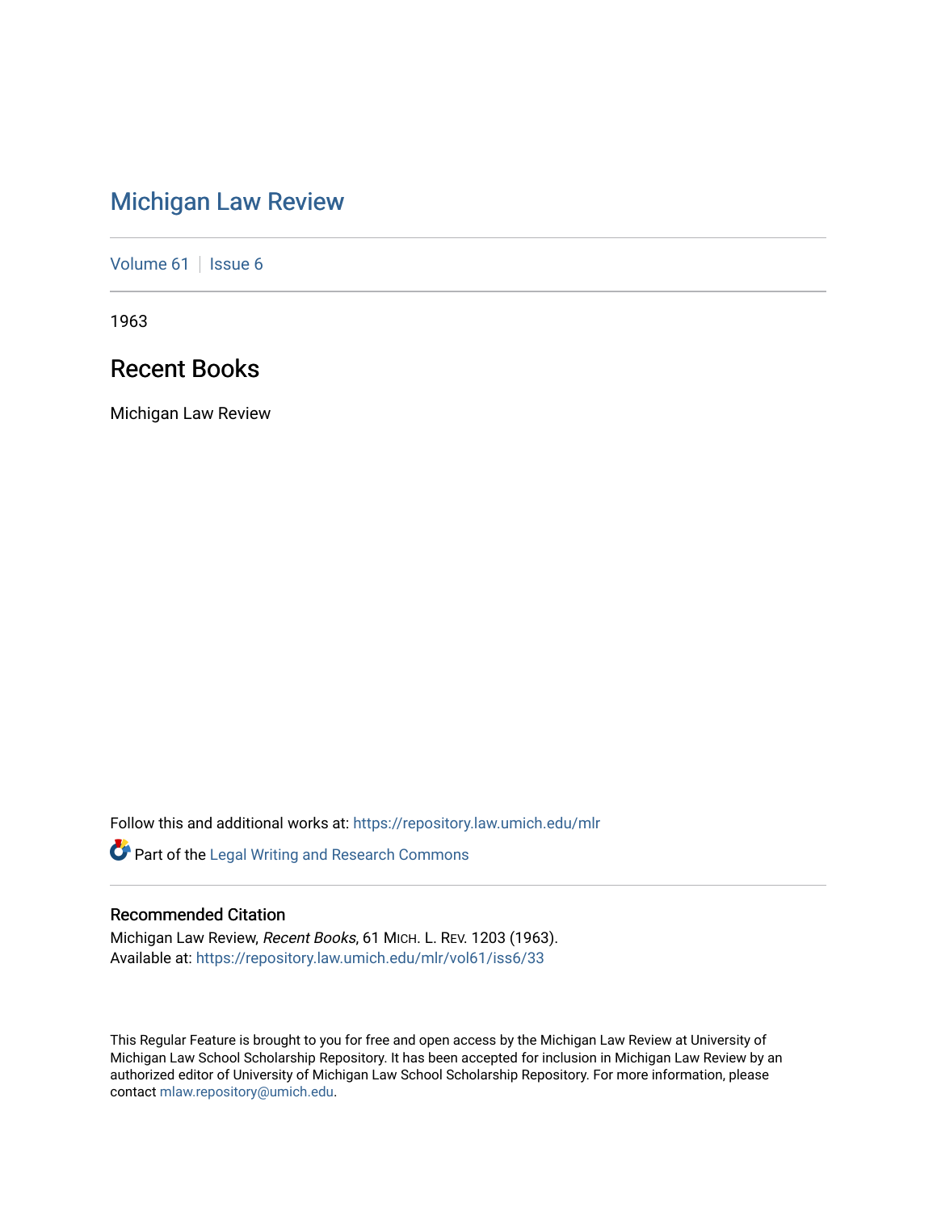# Michigan Law Review

Volume 61 | Issue 6

1963

## Recent Books

Michigan Law Review

Follow this and additional works at: https://repository.law.umich.edu/mlr

Part of the Legal Writing and Research Commons

### Recommended Citation

Michigan Law Review, *Recent Books*, 61 MICH. L. REV. 1203 (1963).
Available at: https://repository.law.umich.edu/mlr/vol61/iss6/33

This Regular Feature is brought to you for free and open access by the Michigan Law Review at University of Michigan Law School Scholarship Repository. It has been accepted for inclusion in Michigan Law Review by an authorized editor of University of Michigan Law School Scholarship Repository. For more information, please contact mlaw.repository@umich.edu.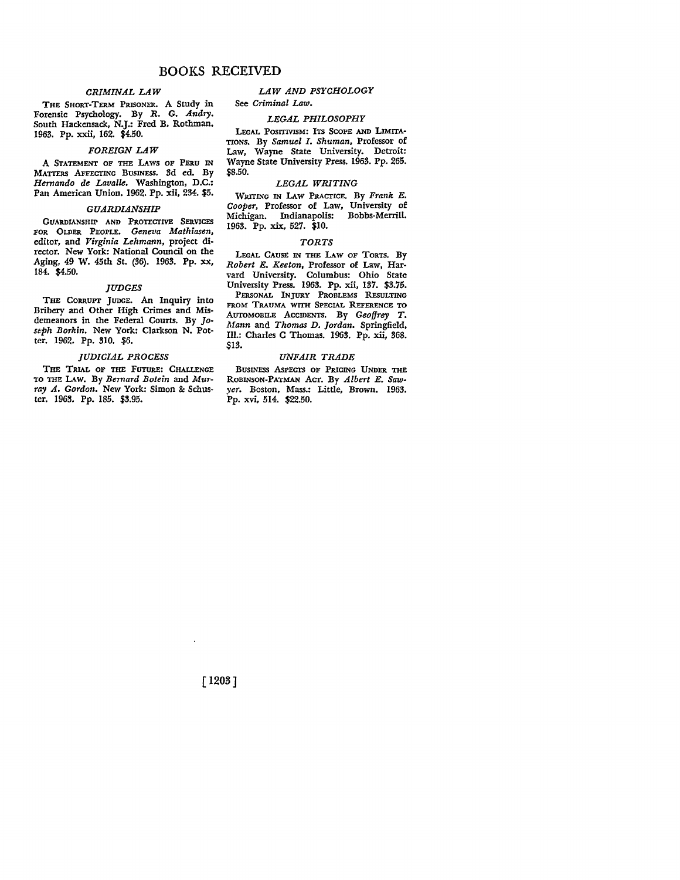# BOOKS RECEIVED

### *CRIMINAL LAW*

THE SHORT-TERM PRISONER. A Study in Forensic Psychology. By *R. G. Andry*. South Hackensack, N.J.: Fred B. Rothman. 1963. Pp. xxii, 162. $4.50.

### *FOREIGN LAW*

A STATEMENT OF THE LAWS OF PERU IN MATTERS AFFECTING BUSINESS. 3d ed. By *Hernando de Lavalle*. Washington, D.C.: Pan American Union. 1962. Pp. xii, 234. $5.

### *GUARDIANSHIP*

GUARDIANSHIP AND PROTECTIVE SERVICES FOR OLDER PEOPLE. *Geneva Mathiasen*, editor, and *Virginia Lehmann*, project director. New York: National Council on the Aging, 49 W. 45th St. (36). 1963. Pp. xx, 184. $4.50.

### *JUDGES*

THE CORRUPT JUDGE. An Inquiry into Bribery and Other High Crimes and Misdemeanors in the Federal Courts. By *Joseph Borkin*. New York: Clarkson N. Potter. 1962. Pp. 310. $6.

### *JUDICIAL PROCESS*

THE TRIAL OF THE FUTURE: CHALLENGE TO THE LAW. By *Bernard Botein* and *Murray A. Gordon*. New York: Simon & Schuster. 1963. Pp. 185. $3.95.

### *LAW AND PSYCHOLOGY*

See *Criminal Law*.

### *LEGAL PHILOSOPHY*

LEGAL POSITIVISM: ITS SCOPE AND LIMITATIONS. By *Samuel I. Shuman*, Professor of Law, Wayne State University. Detroit: Wayne State University Press. 1963. Pp. 265. $8.50.

### *LEGAL WRITING*

WRITING IN LAW PRACTICE. By *Frank E. Cooper*, Professor of Law, University of Michigan. Indianapolis: Bobbs-Merrill. 1963. Pp. xix, 527. $10.

### *TORTS*

LEGAL CAUSE IN THE LAW OF TORTS. By *Robert E. Keeton*, Professor of Law, Harvard University. Columbus: Ohio State University Press. 1963. Pp. xii, 137. $3.75.

PERSONAL INJURY PROBLEMS RESULTING FROM TRAUMA WITH SPECIAL REFERENCE TO AUTOMOBILE ACCIDENTS. By *Geoffrey T. Mann* and *Thomas D. Jordan*. Springfield, Ill.: Charles C Thomas. 1963. Pp. xii, 368. $13.

### *UNFAIR TRADE*

BUSINESS ASPECTS OF PRICING UNDER THE ROBINSON-PATMAN ACT. By *Albert E. Sawyer*. Boston, Mass.: Little, Brown. 1963. Pp. xvi, 514. $22.50.